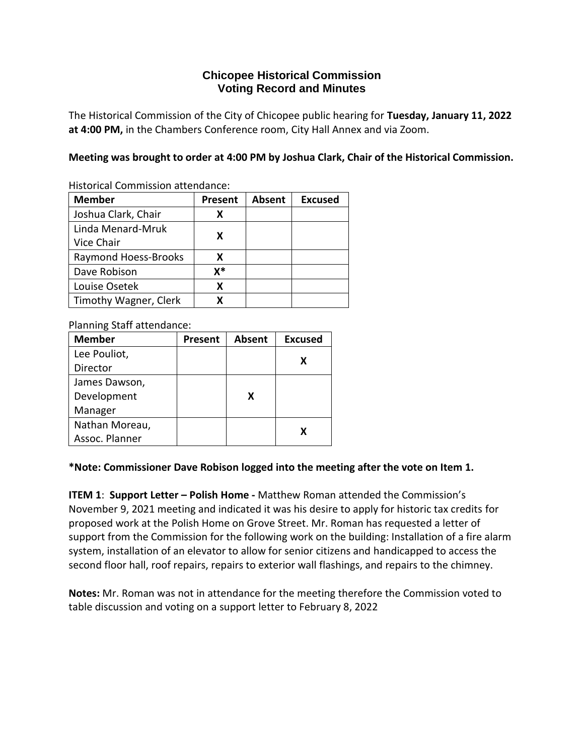# Chicopee Historical Commission
## Voting Record and Minutes

The Historical Commission of the City of Chicopee public hearing for **Tuesday, January 11, 2022 at 4:00 PM,** in the Chambers Conference room, City Hall Annex and via Zoom.

**Meeting was brought to order at 4:00 PM by Joshua Clark, Chair of the Historical Commission.**

Historical Commission attendance:

| Member | Present | Absent | Excused |
|---|---|---|---|
| Joshua Clark, Chair | X | | |
| Linda Menard-Mruk Vice Chair | X | | |
| Raymond Hoess-Brooks | X | | |
| Dave Robison | X* | | |
| Louise Osetek | X | | |
| Timothy Wagner, Clerk | X | | |

Planning Staff attendance:

| Member | Present | Absent | Excused |
|---|---|---|---|
| Lee Pouliot, Director | | | X |
| James Dawson, Development Manager | | X | |
| Nathan Moreau, Assoc. Planner | | | X |

**\*Note: Commissioner Dave Robison logged into the meeting after the vote on Item 1.**

**ITEM 1**: **Support Letter – Polish Home -** Matthew Roman attended the Commission's November 9, 2021 meeting and indicated it was his desire to apply for historic tax credits for proposed work at the Polish Home on Grove Street. Mr. Roman has requested a letter of support from the Commission for the following work on the building: Installation of a fire alarm system, installation of an elevator to allow for senior citizens and handicapped to access the second floor hall, roof repairs, repairs to exterior wall flashings, and repairs to the chimney.

**Notes:** Mr. Roman was not in attendance for the meeting therefore the Commission voted to table discussion and voting on a support letter to February 8, 2022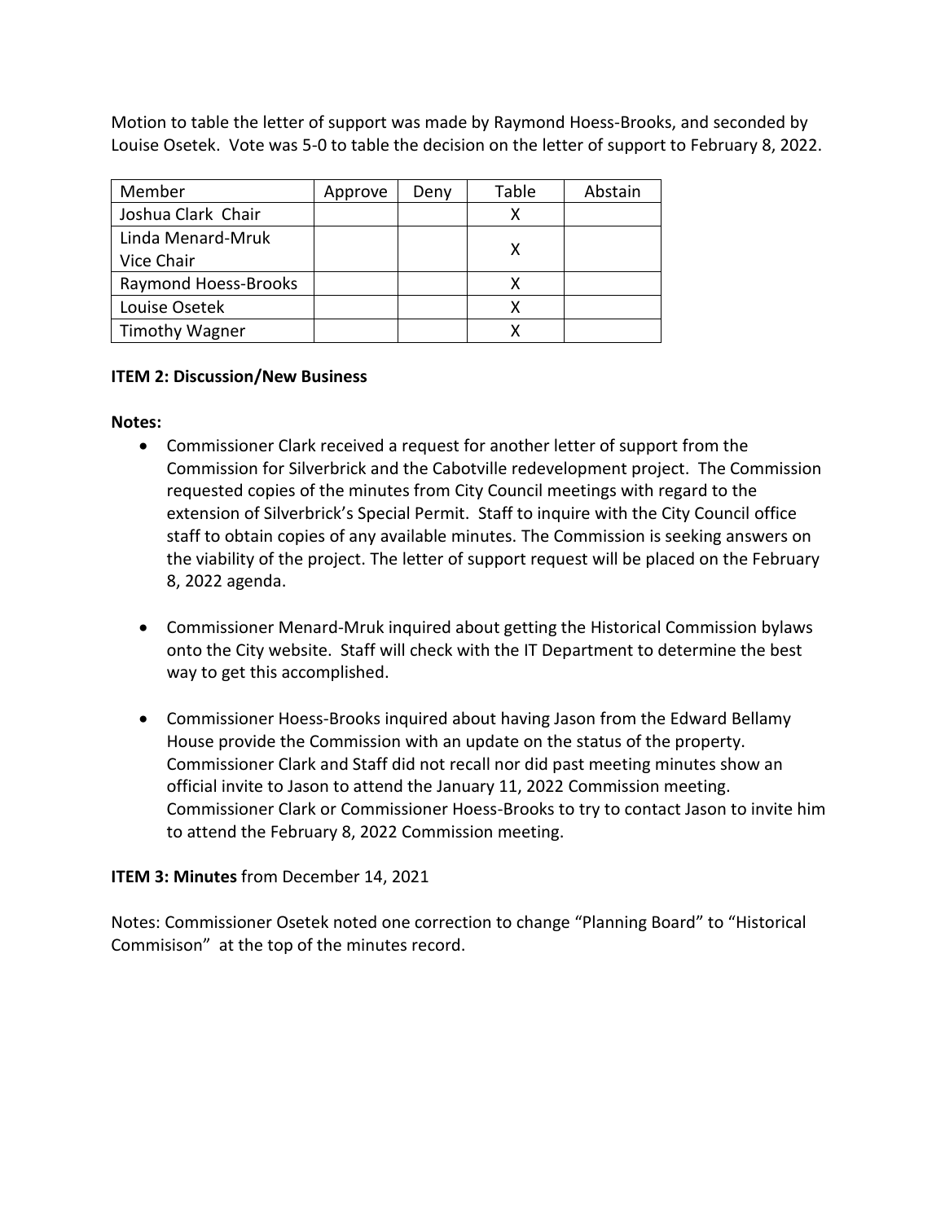Motion to table the letter of support was made by Raymond Hoess-Brooks, and seconded by Louise Osetek. Vote was 5-0 to table the decision on the letter of support to February 8, 2022.

| Member | Approve | Deny | Table | Abstain |
|---|---|---|---|---|
| Joshua Clark Chair | | | X | |
| Linda Menard-Mruk Vice Chair | | | X | |
| Raymond Hoess-Brooks | | | X | |
| Louise Osetek | | | X | |
| Timothy Wagner | | | X | |

**ITEM 2: Discussion/New Business**

**Notes:**

- Commissioner Clark received a request for another letter of support from the Commission for Silverbrick and the Cabotville redevelopment project. The Commission requested copies of the minutes from City Council meetings with regard to the extension of Silverbrick's Special Permit. Staff to inquire with the City Council office staff to obtain copies of any available minutes. The Commission is seeking answers on the viability of the project. The letter of support request will be placed on the February 8, 2022 agenda.

- Commissioner Menard-Mruk inquired about getting the Historical Commission bylaws onto the City website. Staff will check with the IT Department to determine the best way to get this accomplished.

- Commissioner Hoess-Brooks inquired about having Jason from the Edward Bellamy House provide the Commission with an update on the status of the property. Commissioner Clark and Staff did not recall nor did past meeting minutes show an official invite to Jason to attend the January 11, 2022 Commission meeting. Commissioner Clark or Commissioner Hoess-Brooks to try to contact Jason to invite him to attend the February 8, 2022 Commission meeting.

**ITEM 3: Minutes** from December 14, 2021

Notes: Commissioner Osetek noted one correction to change "Planning Board" to "Historical Commisison" at the top of the minutes record.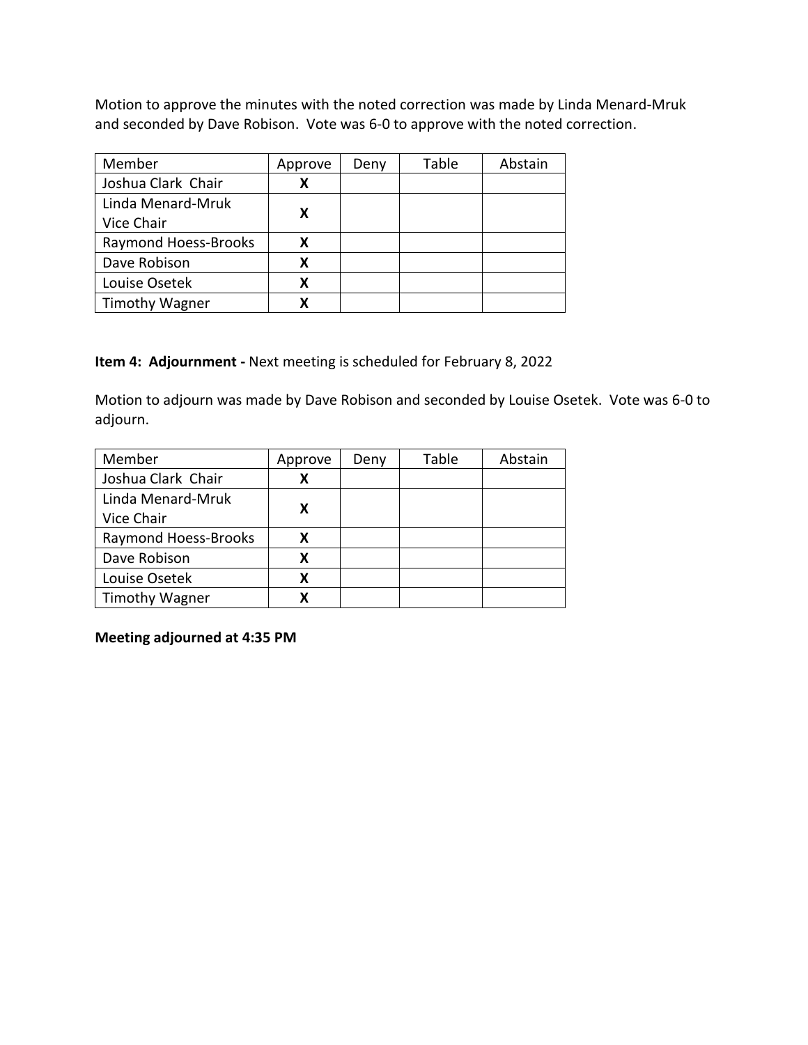Motion to approve the minutes with the noted correction was made by Linda Menard-Mruk and seconded by Dave Robison. Vote was 6-0 to approve with the noted correction.

| Member | Approve | Deny | Table | Abstain |
|---|---|---|---|---|
| Joshua Clark Chair | **X** | | | |
| Linda Menard-Mruk Vice Chair | **X** | | | |
| Raymond Hoess-Brooks | **X** | | | |
| Dave Robison | **X** | | | |
| Louise Osetek | **X** | | | |
| Timothy Wagner | **X** | | | |

**Item 4: Adjournment -** Next meeting is scheduled for February 8, 2022

Motion to adjourn was made by Dave Robison and seconded by Louise Osetek. Vote was 6-0 to adjourn.

| Member | Approve | Deny | Table | Abstain |
|---|---|---|---|---|
| Joshua Clark Chair | **X** | | | |
| Linda Menard-Mruk Vice Chair | **X** | | | |
| Raymond Hoess-Brooks | **X** | | | |
| Dave Robison | **X** | | | |
| Louise Osetek | **X** | | | |
| Timothy Wagner | **X** | | | |

**Meeting adjourned at 4:35 PM**